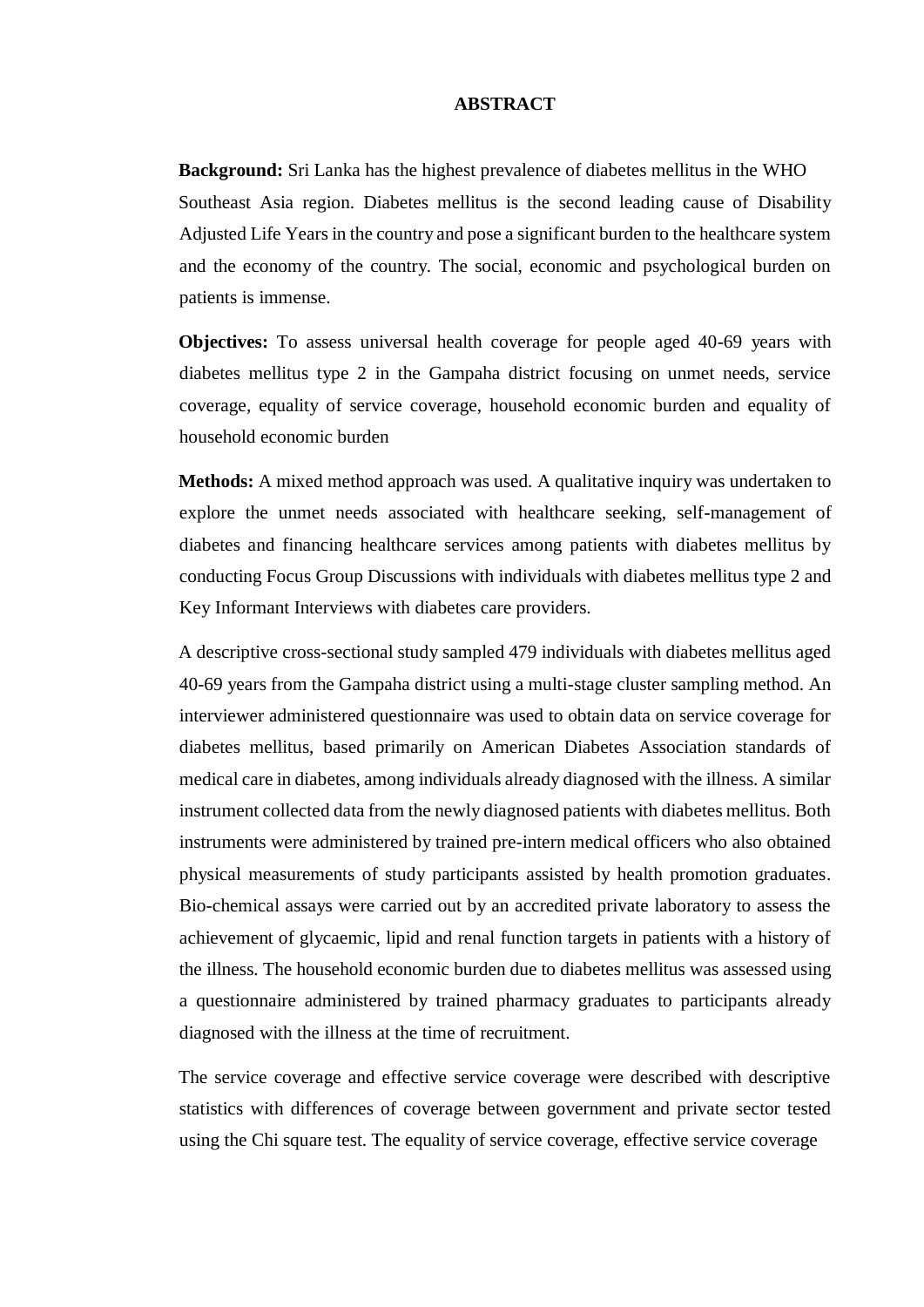# ABSTRACT

**Background:** Sri Lanka has the highest prevalence of diabetes mellitus in the WHO Southeast Asia region. Diabetes mellitus is the second leading cause of Disability Adjusted Life Years in the country and pose a significant burden to the healthcare system and the economy of the country. The social, economic and psychological burden on patients is immense.

**Objectives:** To assess universal health coverage for people aged 40-69 years with diabetes mellitus type 2 in the Gampaha district focusing on unmet needs, service coverage, equality of service coverage, household economic burden and equality of household economic burden

**Methods:** A mixed method approach was used. A qualitative inquiry was undertaken to explore the unmet needs associated with healthcare seeking, self-management of diabetes and financing healthcare services among patients with diabetes mellitus by conducting Focus Group Discussions with individuals with diabetes mellitus type 2 and Key Informant Interviews with diabetes care providers.

A descriptive cross-sectional study sampled 479 individuals with diabetes mellitus aged 40-69 years from the Gampaha district using a multi-stage cluster sampling method. An interviewer administered questionnaire was used to obtain data on service coverage for diabetes mellitus, based primarily on American Diabetes Association standards of medical care in diabetes, among individuals already diagnosed with the illness. A similar instrument collected data from the newly diagnosed patients with diabetes mellitus. Both instruments were administered by trained pre-intern medical officers who also obtained physical measurements of study participants assisted by health promotion graduates. Bio-chemical assays were carried out by an accredited private laboratory to assess the achievement of glycaemic, lipid and renal function targets in patients with a history of the illness. The household economic burden due to diabetes mellitus was assessed using a questionnaire administered by trained pharmacy graduates to participants already diagnosed with the illness at the time of recruitment.

The service coverage and effective service coverage were described with descriptive statistics with differences of coverage between government and private sector tested using the Chi square test. The equality of service coverage, effective service coverage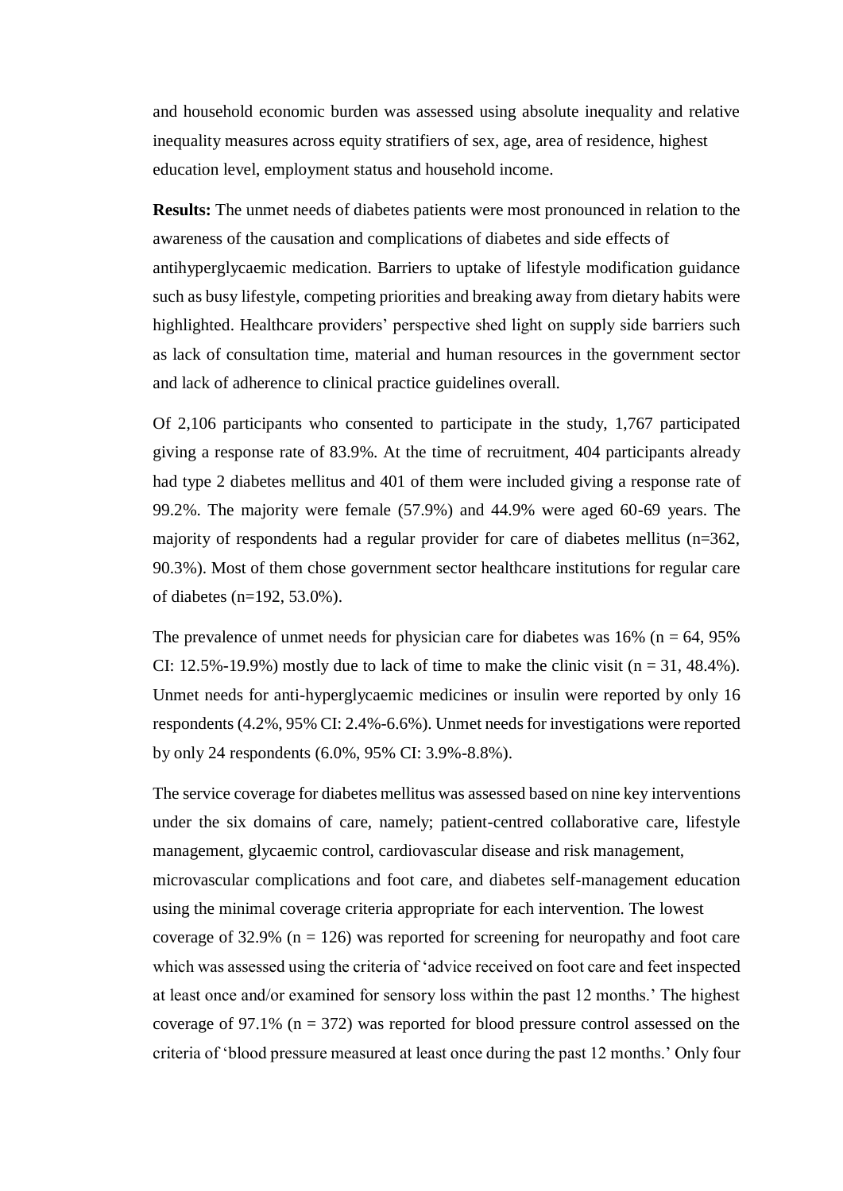and household economic burden was assessed using absolute inequality and relative inequality measures across equity stratifiers of sex, age, area of residence, highest education level, employment status and household income.

**Results:** The unmet needs of diabetes patients were most pronounced in relation to the awareness of the causation and complications of diabetes and side effects of antihyperglycaemic medication. Barriers to uptake of lifestyle modification guidance such as busy lifestyle, competing priorities and breaking away from dietary habits were highlighted. Healthcare providers' perspective shed light on supply side barriers such as lack of consultation time, material and human resources in the government sector and lack of adherence to clinical practice guidelines overall.

Of 2,106 participants who consented to participate in the study, 1,767 participated giving a response rate of 83.9%. At the time of recruitment, 404 participants already had type 2 diabetes mellitus and 401 of them were included giving a response rate of 99.2%. The majority were female (57.9%) and 44.9% were aged 60-69 years. The majority of respondents had a regular provider for care of diabetes mellitus (n=362, 90.3%). Most of them chose government sector healthcare institutions for regular care of diabetes (n=192, 53.0%).

The prevalence of unmet needs for physician care for diabetes was 16% (n = 64, 95% CI: 12.5%-19.9%) mostly due to lack of time to make the clinic visit (n = 31, 48.4%). Unmet needs for anti-hyperglycaemic medicines or insulin were reported by only 16 respondents (4.2%, 95% CI: 2.4%-6.6%). Unmet needs for investigations were reported by only 24 respondents (6.0%, 95% CI: 3.9%-8.8%).

The service coverage for diabetes mellitus was assessed based on nine key interventions under the six domains of care, namely; patient-centred collaborative care, lifestyle management, glycaemic control, cardiovascular disease and risk management, microvascular complications and foot care, and diabetes self-management education using the minimal coverage criteria appropriate for each intervention. The lowest coverage of 32.9% (n = 126) was reported for screening for neuropathy and foot care which was assessed using the criteria of 'advice received on foot care and feet inspected at least once and/or examined for sensory loss within the past 12 months.' The highest coverage of 97.1% (n = 372) was reported for blood pressure control assessed on the criteria of 'blood pressure measured at least once during the past 12 months.' Only four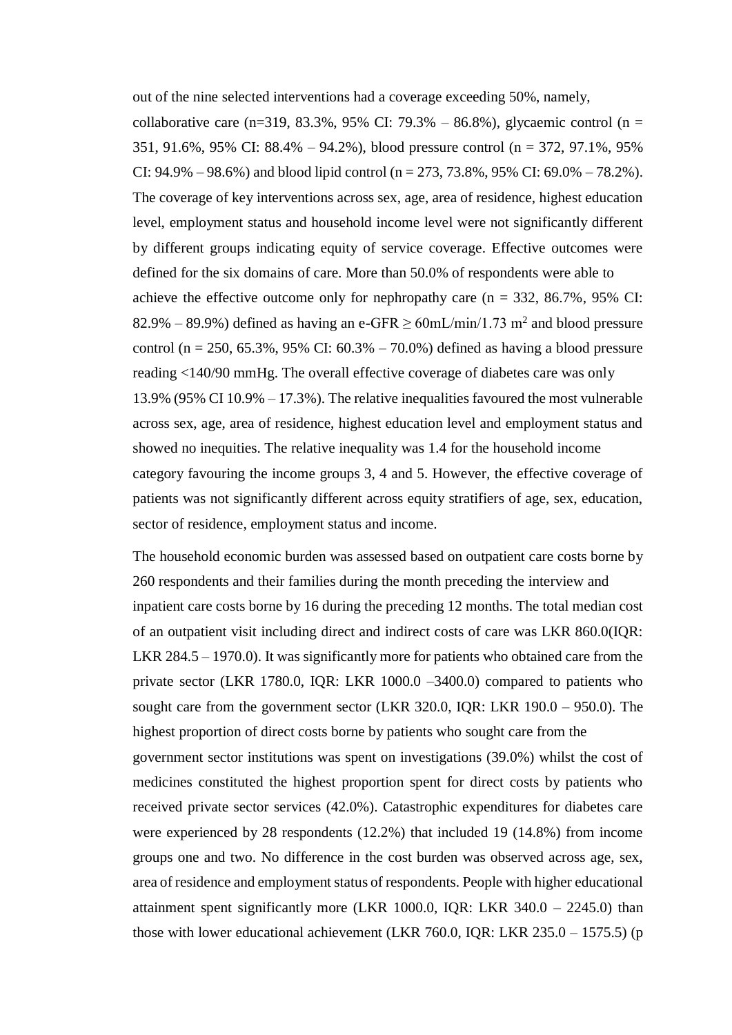out of the nine selected interventions had a coverage exceeding 50%, namely, collaborative care (n=319, 83.3%, 95% CI: 79.3% – 86.8%), glycaemic control (n = 351, 91.6%, 95% CI: 88.4% – 94.2%), blood pressure control (n = 372, 97.1%, 95% CI: 94.9% – 98.6%) and blood lipid control (n = 273, 73.8%, 95% CI: 69.0% – 78.2%). The coverage of key interventions across sex, age, area of residence, highest education level, employment status and household income level were not significantly different by different groups indicating equity of service coverage. Effective outcomes were defined for the six domains of care. More than 50.0% of respondents were able to achieve the effective outcome only for nephropathy care (n = 332, 86.7%, 95% CI: 82.9% – 89.9%) defined as having an e-GFR ≥ 60mL/min/1.73 $m^2$ and blood pressure control (n = 250, 65.3%, 95% CI: 60.3% – 70.0%) defined as having a blood pressure reading <140/90 mmHg. The overall effective coverage of diabetes care was only 13.9% (95% CI 10.9% – 17.3%). The relative inequalities favoured the most vulnerable across sex, age, area of residence, highest education level and employment status and showed no inequities. The relative inequality was 1.4 for the household income category favouring the income groups 3, 4 and 5. However, the effective coverage of patients was not significantly different across equity stratifiers of age, sex, education, sector of residence, employment status and income.

The household economic burden was assessed based on outpatient care costs borne by 260 respondents and their families during the month preceding the interview and inpatient care costs borne by 16 during the preceding 12 months. The total median cost of an outpatient visit including direct and indirect costs of care was LKR 860.0(IQR: LKR 284.5 – 1970.0). It was significantly more for patients who obtained care from the private sector (LKR 1780.0, IQR: LKR 1000.0 –3400.0) compared to patients who sought care from the government sector (LKR 320.0, IQR: LKR 190.0 – 950.0). The highest proportion of direct costs borne by patients who sought care from the government sector institutions was spent on investigations (39.0%) whilst the cost of medicines constituted the highest proportion spent for direct costs by patients who received private sector services (42.0%). Catastrophic expenditures for diabetes care were experienced by 28 respondents (12.2%) that included 19 (14.8%) from income groups one and two. No difference in the cost burden was observed across age, sex, area of residence and employment status of respondents. People with higher educational attainment spent significantly more (LKR 1000.0, IQR: LKR 340.0 – 2245.0) than those with lower educational achievement (LKR 760.0, IQR: LKR 235.0 – 1575.5) (p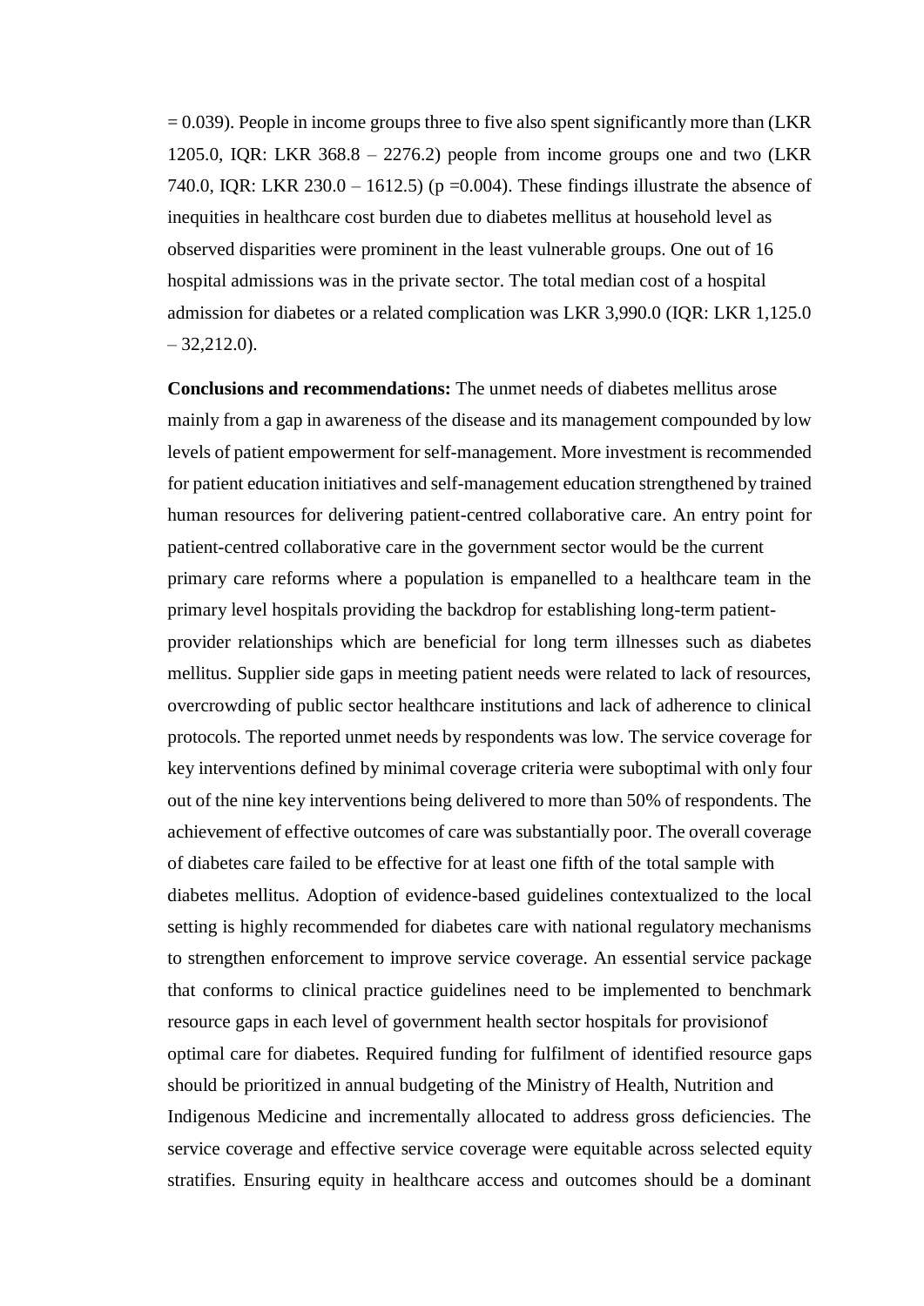= 0.039). People in income groups three to five also spent significantly more than (LKR 1205.0, IQR: LKR 368.8 – 2276.2) people from income groups one and two (LKR 740.0, IQR: LKR 230.0 – 1612.5) (p =0.004). These findings illustrate the absence of inequities in healthcare cost burden due to diabetes mellitus at household level as observed disparities were prominent in the least vulnerable groups. One out of 16 hospital admissions was in the private sector. The total median cost of a hospital admission for diabetes or a related complication was LKR 3,990.0 (IQR: LKR 1,125.0 – 32,212.0).

**Conclusions and recommendations:** The unmet needs of diabetes mellitus arose mainly from a gap in awareness of the disease and its management compounded by low levels of patient empowerment for self-management. More investment is recommended for patient education initiatives and self-management education strengthened by trained human resources for delivering patient-centred collaborative care. An entry point for patient-centred collaborative care in the government sector would be the current primary care reforms where a population is empanelled to a healthcare team in the primary level hospitals providing the backdrop for establishing long-term patient-provider relationships which are beneficial for long term illnesses such as diabetes mellitus. Supplier side gaps in meeting patient needs were related to lack of resources, overcrowding of public sector healthcare institutions and lack of adherence to clinical protocols. The reported unmet needs by respondents was low. The service coverage for key interventions defined by minimal coverage criteria were suboptimal with only four out of the nine key interventions being delivered to more than 50% of respondents. The achievement of effective outcomes of care was substantially poor. The overall coverage of diabetes care failed to be effective for at least one fifth of the total sample with diabetes mellitus. Adoption of evidence-based guidelines contextualized to the local setting is highly recommended for diabetes care with national regulatory mechanisms to strengthen enforcement to improve service coverage. An essential service package that conforms to clinical practice guidelines need to be implemented to benchmark resource gaps in each level of government health sector hospitals for provisionof optimal care for diabetes. Required funding for fulfilment of identified resource gaps should be prioritized in annual budgeting of the Ministry of Health, Nutrition and Indigenous Medicine and incrementally allocated to address gross deficiencies. The service coverage and effective service coverage were equitable across selected equity stratifies. Ensuring equity in healthcare access and outcomes should be a dominant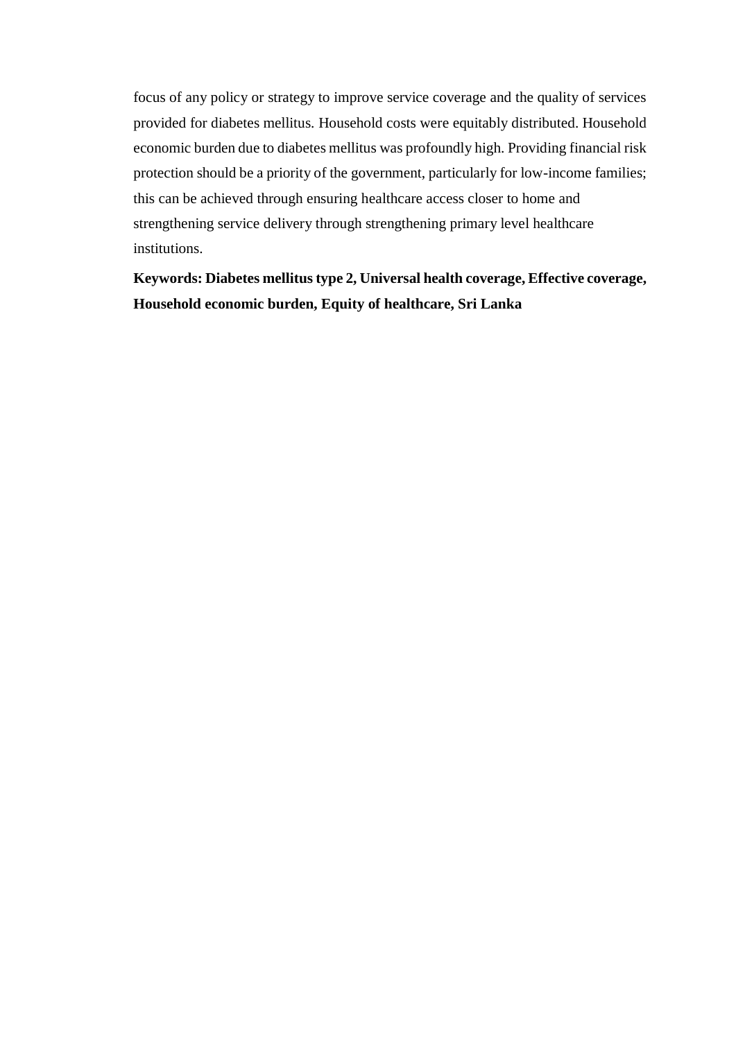focus of any policy or strategy to improve service coverage and the quality of services provided for diabetes mellitus. Household costs were equitably distributed. Household economic burden due to diabetes mellitus was profoundly high. Providing financial risk protection should be a priority of the government, particularly for low-income families; this can be achieved through ensuring healthcare access closer to home and strengthening service delivery through strengthening primary level healthcare institutions.

**Keywords: Diabetes mellitus type 2, Universal health coverage, Effective coverage, Household economic burden, Equity of healthcare, Sri Lanka**